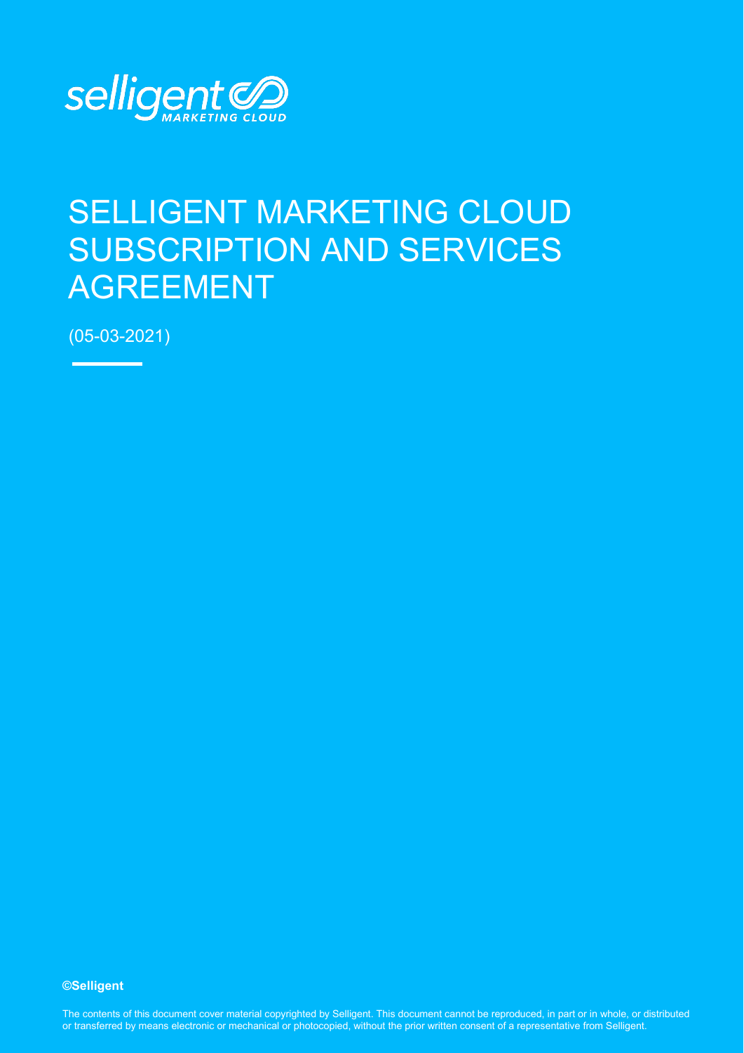selligent MARKETING CLOUD

# SELLIGENT MARKETING CLOUD SUBSCRIPTION AND SERVICES AGREEMENT

(05-03-2021)

**©Selligent**

The contents of this document cover material copyrighted by Selligent. This document cannot be reproduced, in part or in whole, or distributed or transferred by means electronic or mechanical or photocopied, without the prior written consent of a representative from Selligent.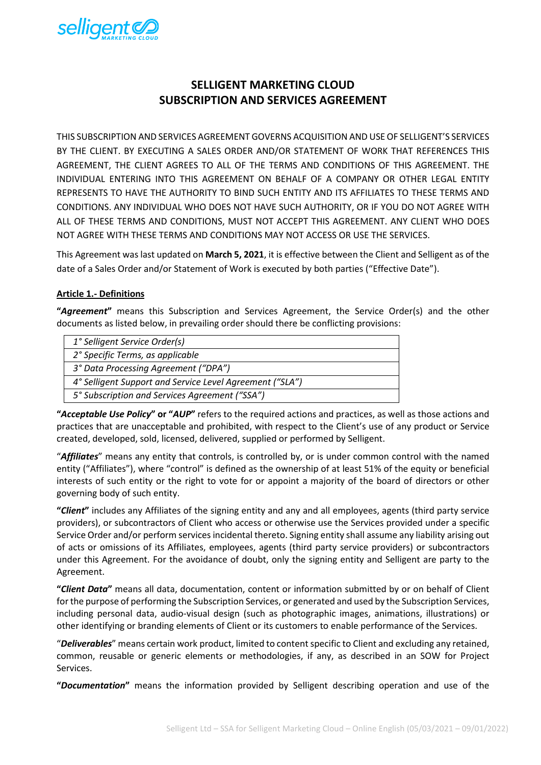# SELLIGENT MARKETING CLOUD SUBSCRIPTION AND SERVICES AGREEMENT

THIS SUBSCRIPTION AND SERVICES AGREEMENT GOVERNS ACQUISITION AND USE OF SELLIGENT'S SERVICES BY THE CLIENT. BY EXECUTING A SALES ORDER AND/OR STATEMENT OF WORK THAT REFERENCES THIS AGREEMENT, THE CLIENT AGREES TO ALL OF THE TERMS AND CONDITIONS OF THIS AGREEMENT. THE INDIVIDUAL ENTERING INTO THIS AGREEMENT ON BEHALF OF A COMPANY OR OTHER LEGAL ENTITY REPRESENTS TO HAVE THE AUTHORITY TO BIND SUCH ENTITY AND ITS AFFILIATES TO THESE TERMS AND CONDITIONS. ANY INDIVIDUAL WHO DOES NOT HAVE SUCH AUTHORITY, OR IF YOU DO NOT AGREE WITH ALL OF THESE TERMS AND CONDITIONS, MUST NOT ACCEPT THIS AGREEMENT. ANY CLIENT WHO DOES NOT AGREE WITH THESE TERMS AND CONDITIONS MAY NOT ACCESS OR USE THE SERVICES.

This Agreement was last updated on **March 5, 2021**, it is effective between the Client and Selligent as of the date of a Sales Order and/or Statement of Work is executed by both parties ("Effective Date").

## Article 1.- Definitions

**"*Agreement*"** means this Subscription and Services Agreement, the Service Order(s) and the other documents as listed below, in prevailing order should there be conflicting provisions:

| |
|---|
| *1° Selligent Service Order(s)* |
| *2° Specific Terms, as applicable* |
| *3° Data Processing Agreement ("DPA")* |
| *4° Selligent Support and Service Level Agreement ("SLA")* |
| *5° Subscription and Services Agreement ("SSA")* |

**"*Acceptable Use Policy*" or "*AUP*"** refers to the required actions and practices, as well as those actions and practices that are unacceptable and prohibited, with respect to the Client's use of any product or Service created, developed, sold, licensed, delivered, supplied or performed by Selligent.

"***Affiliates***" means any entity that controls, is controlled by, or is under common control with the named entity ("Affiliates"), where "control" is defined as the ownership of at least 51% of the equity or beneficial interests of such entity or the right to vote for or appoint a majority of the board of directors or other governing body of such entity.

**"*Client*"** includes any Affiliates of the signing entity and any and all employees, agents (third party service providers), or subcontractors of Client who access or otherwise use the Services provided under a specific Service Order and/or perform services incidental thereto. Signing entity shall assume any liability arising out of acts or omissions of its Affiliates, employees, agents (third party service providers) or subcontractors under this Agreement. For the avoidance of doubt, only the signing entity and Selligent are party to the Agreement.

**"*Client Data*"** means all data, documentation, content or information submitted by or on behalf of Client for the purpose of performing the Subscription Services, or generated and used by the Subscription Services, including personal data, audio-visual design (such as photographic images, animations, illustrations) or other identifying or branding elements of Client or its customers to enable performance of the Services.

"***Deliverables***" means certain work product, limited to content specific to Client and excluding any retained, common, reusable or generic elements or methodologies, if any, as described in an SOW for Project Services.

**"*Documentation*"** means the information provided by Selligent describing operation and use of the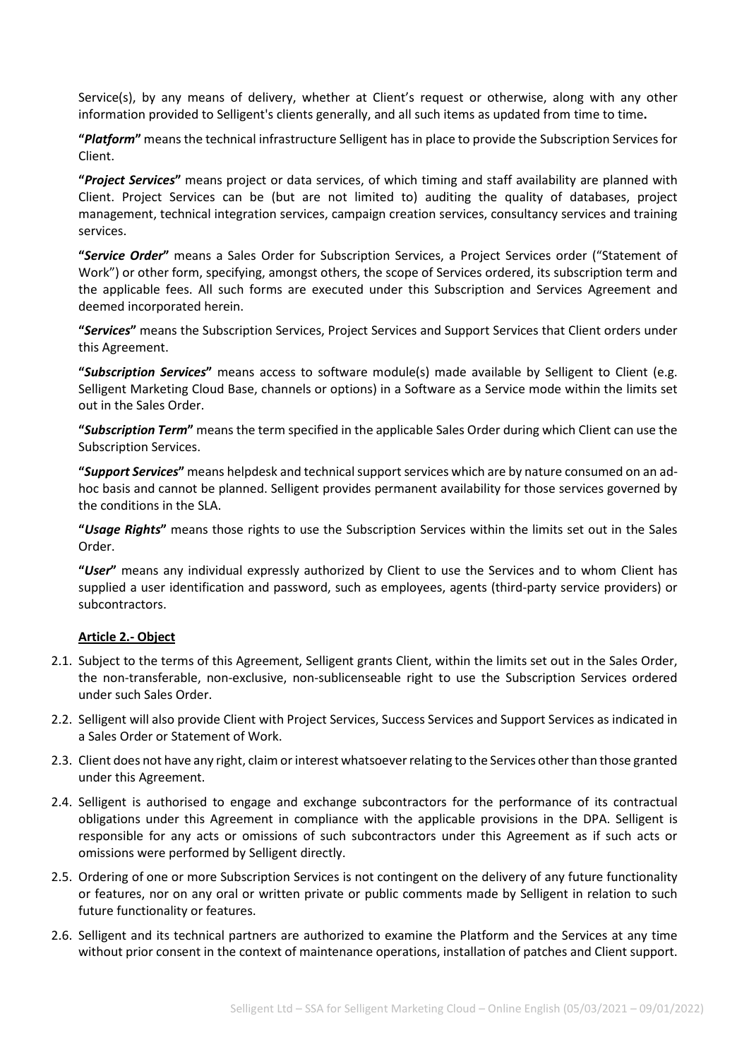Service(s), by any means of delivery, whether at Client's request or otherwise, along with any other information provided to Selligent's clients generally, and all such items as updated from time to time**.**

**"*Platform*"** means the technical infrastructure Selligent has in place to provide the Subscription Services for Client.

**"*Project Services*"** means project or data services, of which timing and staff availability are planned with Client. Project Services can be (but are not limited to) auditing the quality of databases, project management, technical integration services, campaign creation services, consultancy services and training services.

**"*Service Order*"** means a Sales Order for Subscription Services, a Project Services order ("Statement of Work") or other form, specifying, amongst others, the scope of Services ordered, its subscription term and the applicable fees. All such forms are executed under this Subscription and Services Agreement and deemed incorporated herein.

**"*Services*"** means the Subscription Services, Project Services and Support Services that Client orders under this Agreement.

**"*Subscription Services*"** means access to software module(s) made available by Selligent to Client (e.g. Selligent Marketing Cloud Base, channels or options) in a Software as a Service mode within the limits set out in the Sales Order.

**"*Subscription Term*"** means the term specified in the applicable Sales Order during which Client can use the Subscription Services.

**"*Support Services*"** means helpdesk and technical support services which are by nature consumed on an ad-hoc basis and cannot be planned. Selligent provides permanent availability for those services governed by the conditions in the SLA.

**"*Usage Rights*"** means those rights to use the Subscription Services within the limits set out in the Sales Order.

**"*User*"** means any individual expressly authorized by Client to use the Services and to whom Client has supplied a user identification and password, such as employees, agents (third-party service providers) or subcontractors.

## Article 2.- Object

2.1. Subject to the terms of this Agreement, Selligent grants Client, within the limits set out in the Sales Order, the non-transferable, non-exclusive, non-sublicenseable right to use the Subscription Services ordered under such Sales Order.

2.2. Selligent will also provide Client with Project Services, Success Services and Support Services as indicated in a Sales Order or Statement of Work.

2.3. Client does not have any right, claim or interest whatsoever relating to the Services other than those granted under this Agreement.

2.4. Selligent is authorised to engage and exchange subcontractors for the performance of its contractual obligations under this Agreement in compliance with the applicable provisions in the DPA. Selligent is responsible for any acts or omissions of such subcontractors under this Agreement as if such acts or omissions were performed by Selligent directly.

2.5. Ordering of one or more Subscription Services is not contingent on the delivery of any future functionality or features, nor on any oral or written private or public comments made by Selligent in relation to such future functionality or features.

2.6. Selligent and its technical partners are authorized to examine the Platform and the Services at any time without prior consent in the context of maintenance operations, installation of patches and Client support.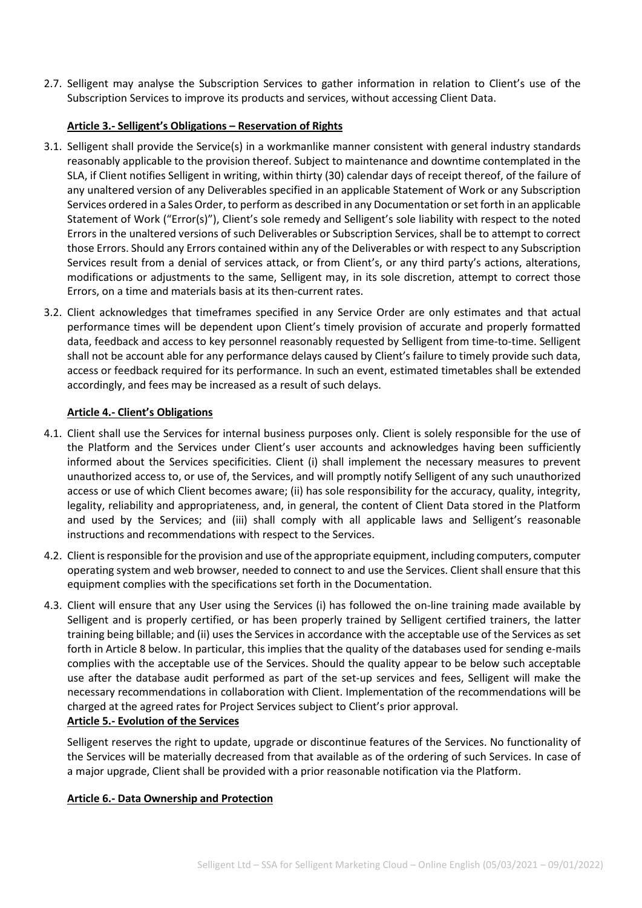2.7. Selligent may analyse the Subscription Services to gather information in relation to Client's use of the Subscription Services to improve its products and services, without accessing Client Data.

### Article 3.- Selligent's Obligations – Reservation of Rights

3.1. Selligent shall provide the Service(s) in a workmanlike manner consistent with general industry standards reasonably applicable to the provision thereof. Subject to maintenance and downtime contemplated in the SLA, if Client notifies Selligent in writing, within thirty (30) calendar days of receipt thereof, of the failure of any unaltered version of any Deliverables specified in an applicable Statement of Work or any Subscription Services ordered in a Sales Order, to perform as described in any Documentation or set forth in an applicable Statement of Work ("Error(s)"), Client's sole remedy and Selligent's sole liability with respect to the noted Errors in the unaltered versions of such Deliverables or Subscription Services, shall be to attempt to correct those Errors. Should any Errors contained within any of the Deliverables or with respect to any Subscription Services result from a denial of services attack, or from Client's, or any third party's actions, alterations, modifications or adjustments to the same, Selligent may, in its sole discretion, attempt to correct those Errors, on a time and materials basis at its then-current rates.

3.2. Client acknowledges that timeframes specified in any Service Order are only estimates and that actual performance times will be dependent upon Client's timely provision of accurate and properly formatted data, feedback and access to key personnel reasonably requested by Selligent from time-to-time. Selligent shall not be account able for any performance delays caused by Client's failure to timely provide such data, access or feedback required for its performance. In such an event, estimated timetables shall be extended accordingly, and fees may be increased as a result of such delays.

### Article 4.- Client's Obligations

4.1. Client shall use the Services for internal business purposes only. Client is solely responsible for the use of the Platform and the Services under Client's user accounts and acknowledges having been sufficiently informed about the Services specificities. Client (i) shall implement the necessary measures to prevent unauthorized access to, or use of, the Services, and will promptly notify Selligent of any such unauthorized access or use of which Client becomes aware; (ii) has sole responsibility for the accuracy, quality, integrity, legality, reliability and appropriateness, and, in general, the content of Client Data stored in the Platform and used by the Services; and (iii) shall comply with all applicable laws and Selligent's reasonable instructions and recommendations with respect to the Services.

4.2. Client is responsible for the provision and use of the appropriate equipment, including computers, computer operating system and web browser, needed to connect to and use the Services. Client shall ensure that this equipment complies with the specifications set forth in the Documentation.

4.3. Client will ensure that any User using the Services (i) has followed the on-line training made available by Selligent and is properly certified, or has been properly trained by Selligent certified trainers, the latter training being billable; and (ii) uses the Services in accordance with the acceptable use of the Services as set forth in Article 8 below. In particular, this implies that the quality of the databases used for sending e-mails complies with the acceptable use of the Services. Should the quality appear to be below such acceptable use after the database audit performed as part of the set-up services and fees, Selligent will make the necessary recommendations in collaboration with Client. Implementation of the recommendations will be charged at the agreed rates for Project Services subject to Client's prior approval.

### Article 5.- Evolution of the Services

Selligent reserves the right to update, upgrade or discontinue features of the Services. No functionality of the Services will be materially decreased from that available as of the ordering of such Services. In case of a major upgrade, Client shall be provided with a prior reasonable notification via the Platform.

### Article 6.- Data Ownership and Protection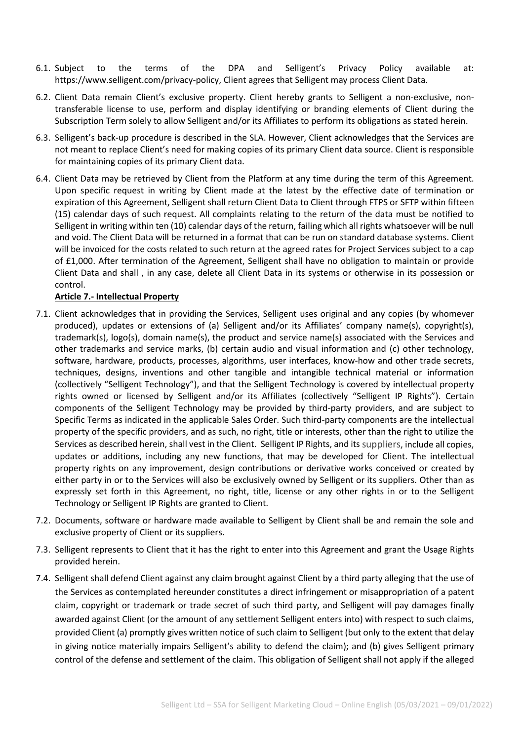6.1. Subject to the terms of the DPA and Selligent's Privacy Policy available at: https://www.selligent.com/privacy-policy, Client agrees that Selligent may process Client Data.

6.2. Client Data remain Client's exclusive property. Client hereby grants to Selligent a non-exclusive, non-transferable license to use, perform and display identifying or branding elements of Client during the Subscription Term solely to allow Selligent and/or its Affiliates to perform its obligations as stated herein.

6.3. Selligent's back-up procedure is described in the SLA. However, Client acknowledges that the Services are not meant to replace Client's need for making copies of its primary Client data source. Client is responsible for maintaining copies of its primary Client data.

6.4. Client Data may be retrieved by Client from the Platform at any time during the term of this Agreement. Upon specific request in writing by Client made at the latest by the effective date of termination or expiration of this Agreement, Selligent shall return Client Data to Client through FTPS or SFTP within fifteen (15) calendar days of such request. All complaints relating to the return of the data must be notified to Selligent in writing within ten (10) calendar days of the return, failing which all rights whatsoever will be null and void. The Client Data will be returned in a format that can be run on standard database systems. Client will be invoiced for the costs related to such return at the agreed rates for Project Services subject to a cap of £1,000. After termination of the Agreement, Selligent shall have no obligation to maintain or provide Client Data and shall , in any case, delete all Client Data in its systems or otherwise in its possession or control.

**Article 7.- Intellectual Property**

7.1. Client acknowledges that in providing the Services, Selligent uses original and any copies (by whomever produced), updates or extensions of (a) Selligent and/or its Affiliates' company name(s), copyright(s), trademark(s), logo(s), domain name(s), the product and service name(s) associated with the Services and other trademarks and service marks, (b) certain audio and visual information and (c) other technology, software, hardware, products, processes, algorithms, user interfaces, know-how and other trade secrets, techniques, designs, inventions and other tangible and intangible technical material or information (collectively "Selligent Technology"), and that the Selligent Technology is covered by intellectual property rights owned or licensed by Selligent and/or its Affiliates (collectively "Selligent IP Rights"). Certain components of the Selligent Technology may be provided by third-party providers, and are subject to Specific Terms as indicated in the applicable Sales Order. Such third-party components are the intellectual property of the specific providers, and as such, no right, title or interests, other than the right to utilize the Services as described herein, shall vest in the Client. Selligent IP Rights, and its suppliers, include all copies, updates or additions, including any new functions, that may be developed for Client. The intellectual property rights on any improvement, design contributions or derivative works conceived or created by either party in or to the Services will also be exclusively owned by Selligent or its suppliers. Other than as expressly set forth in this Agreement, no right, title, license or any other rights in or to the Selligent Technology or Selligent IP Rights are granted to Client.

7.2. Documents, software or hardware made available to Selligent by Client shall be and remain the sole and exclusive property of Client or its suppliers.

7.3. Selligent represents to Client that it has the right to enter into this Agreement and grant the Usage Rights provided herein.

7.4. Selligent shall defend Client against any claim brought against Client by a third party alleging that the use of the Services as contemplated hereunder constitutes a direct infringement or misappropriation of a patent claim, copyright or trademark or trade secret of such third party, and Selligent will pay damages finally awarded against Client (or the amount of any settlement Selligent enters into) with respect to such claims, provided Client (a) promptly gives written notice of such claim to Selligent (but only to the extent that delay in giving notice materially impairs Selligent's ability to defend the claim); and (b) gives Selligent primary control of the defense and settlement of the claim. This obligation of Selligent shall not apply if the alleged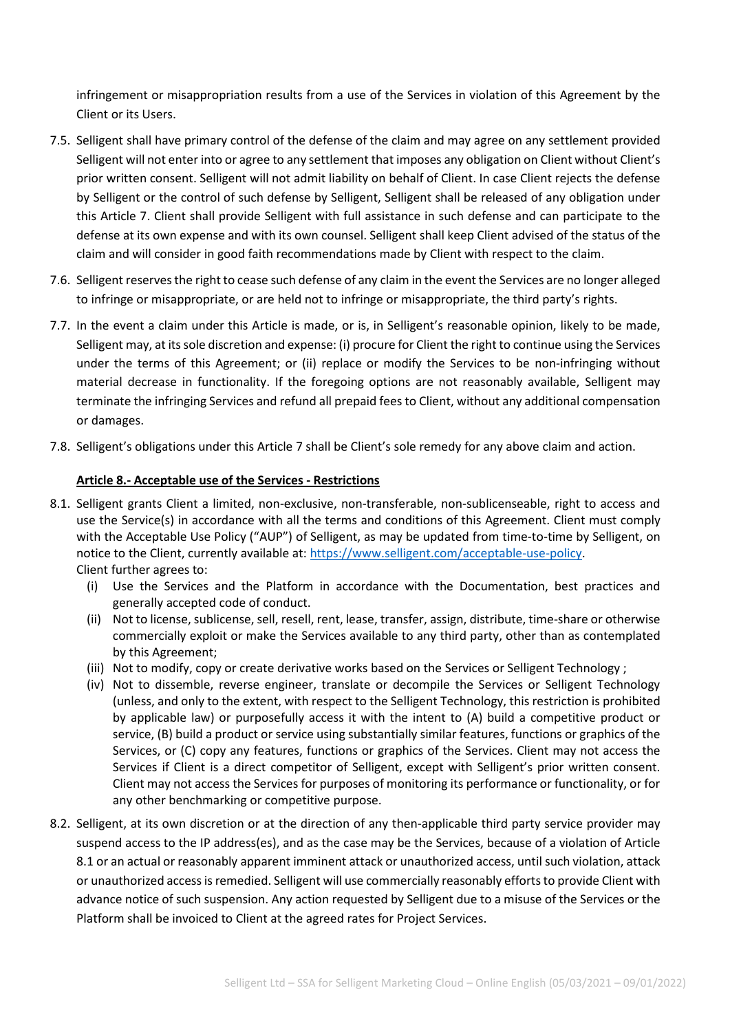infringement or misappropriation results from a use of the Services in violation of this Agreement by the Client or its Users.

7.5. Selligent shall have primary control of the defense of the claim and may agree on any settlement provided Selligent will not enter into or agree to any settlement that imposes any obligation on Client without Client's prior written consent. Selligent will not admit liability on behalf of Client. In case Client rejects the defense by Selligent or the control of such defense by Selligent, Selligent shall be released of any obligation under this Article 7. Client shall provide Selligent with full assistance in such defense and can participate to the defense at its own expense and with its own counsel. Selligent shall keep Client advised of the status of the claim and will consider in good faith recommendations made by Client with respect to the claim.

7.6. Selligent reserves the right to cease such defense of any claim in the event the Services are no longer alleged to infringe or misappropriate, or are held not to infringe or misappropriate, the third party's rights.

7.7. In the event a claim under this Article is made, or is, in Selligent's reasonable opinion, likely to be made, Selligent may, at its sole discretion and expense: (i) procure for Client the right to continue using the Services under the terms of this Agreement; or (ii) replace or modify the Services to be non-infringing without material decrease in functionality. If the foregoing options are not reasonably available, Selligent may terminate the infringing Services and refund all prepaid fees to Client, without any additional compensation or damages.

7.8. Selligent's obligations under this Article 7 shall be Client's sole remedy for any above claim and action.

## Article 8.- Acceptable use of the Services - Restrictions

8.1. Selligent grants Client a limited, non-exclusive, non-transferable, non-sublicenseable, right to access and use the Service(s) in accordance with all the terms and conditions of this Agreement. Client must comply with the Acceptable Use Policy ("AUP") of Selligent, as may be updated from time-to-time by Selligent, on notice to the Client, currently available at: [https://www.selligent.com/acceptable-use-policy](https://www.selligent.com/acceptable-use-policy).
Client further agrees to:

   (i) Use the Services and the Platform in accordance with the Documentation, best practices and generally accepted code of conduct.
   (ii) Not to license, sublicense, sell, resell, rent, lease, transfer, assign, distribute, time-share or otherwise commercially exploit or make the Services available to any third party, other than as contemplated by this Agreement;
   (iii) Not to modify, copy or create derivative works based on the Services or Selligent Technology ;
   (iv) Not to dissemble, reverse engineer, translate or decompile the Services or Selligent Technology (unless, and only to the extent, with respect to the Selligent Technology, this restriction is prohibited by applicable law) or purposefully access it with the intent to (A) build a competitive product or service, (B) build a product or service using substantially similar features, functions or graphics of the Services, or (C) copy any features, functions or graphics of the Services. Client may not access the Services if Client is a direct competitor of Selligent, except with Selligent's prior written consent. Client may not access the Services for purposes of monitoring its performance or functionality, or for any other benchmarking or competitive purpose.

8.2. Selligent, at its own discretion or at the direction of any then-applicable third party service provider may suspend access to the IP address(es), and as the case may be the Services, because of a violation of Article 8.1 or an actual or reasonably apparent imminent attack or unauthorized access, until such violation, attack or unauthorized access is remedied. Selligent will use commercially reasonably efforts to provide Client with advance notice of such suspension. Any action requested by Selligent due to a misuse of the Services or the Platform shall be invoiced to Client at the agreed rates for Project Services.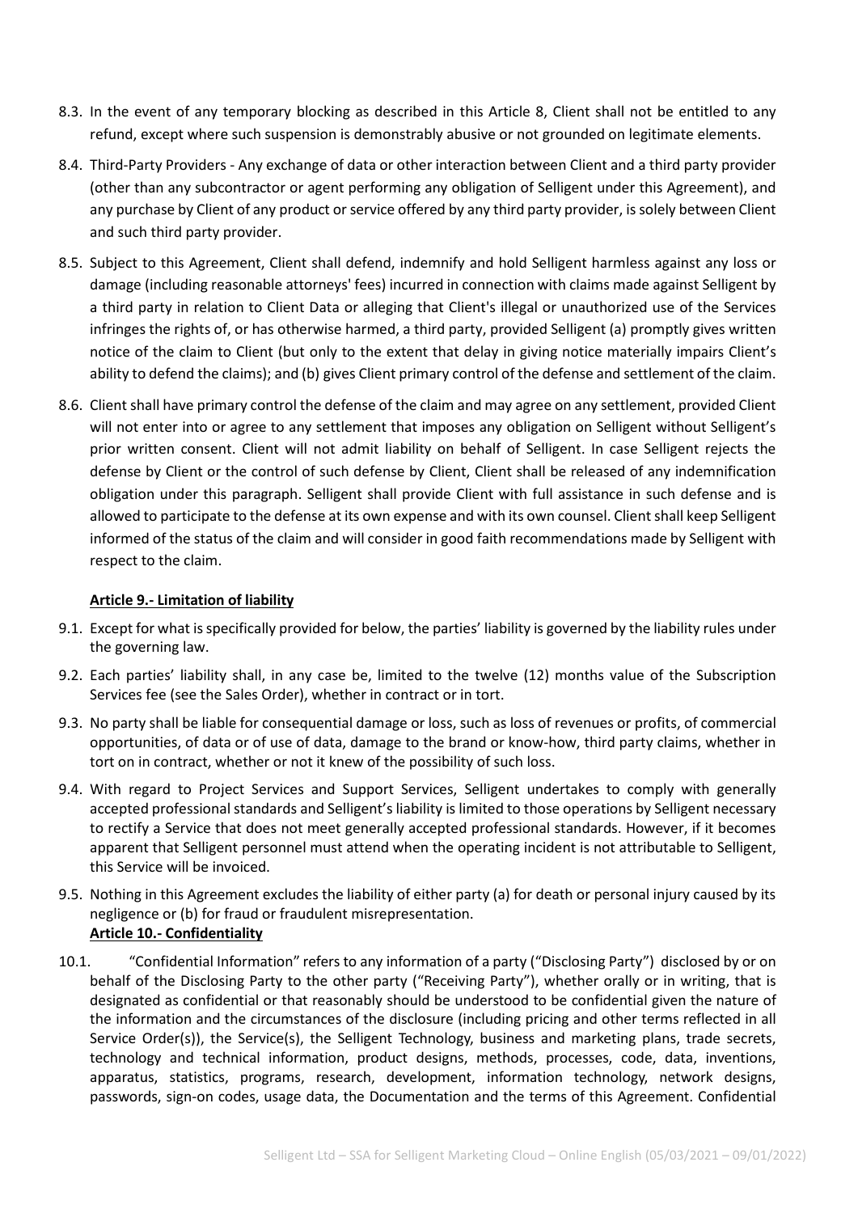8.3. In the event of any temporary blocking as described in this Article 8, Client shall not be entitled to any refund, except where such suspension is demonstrably abusive or not grounded on legitimate elements.

8.4. Third-Party Providers - Any exchange of data or other interaction between Client and a third party provider (other than any subcontractor or agent performing any obligation of Selligent under this Agreement), and any purchase by Client of any product or service offered by any third party provider, is solely between Client and such third party provider.

8.5. Subject to this Agreement, Client shall defend, indemnify and hold Selligent harmless against any loss or damage (including reasonable attorneys' fees) incurred in connection with claims made against Selligent by a third party in relation to Client Data or alleging that Client's illegal or unauthorized use of the Services infringes the rights of, or has otherwise harmed, a third party, provided Selligent (a) promptly gives written notice of the claim to Client (but only to the extent that delay in giving notice materially impairs Client's ability to defend the claims); and (b) gives Client primary control of the defense and settlement of the claim.

8.6. Client shall have primary control the defense of the claim and may agree on any settlement, provided Client will not enter into or agree to any settlement that imposes any obligation on Selligent without Selligent's prior written consent. Client will not admit liability on behalf of Selligent. In case Selligent rejects the defense by Client or the control of such defense by Client, Client shall be released of any indemnification obligation under this paragraph. Selligent shall provide Client with full assistance in such defense and is allowed to participate to the defense at its own expense and with its own counsel. Client shall keep Selligent informed of the status of the claim and will consider in good faith recommendations made by Selligent with respect to the claim.

## Article 9.- Limitation of liability

9.1. Except for what is specifically provided for below, the parties' liability is governed by the liability rules under the governing law.

9.2. Each parties' liability shall, in any case be, limited to the twelve (12) months value of the Subscription Services fee (see the Sales Order), whether in contract or in tort.

9.3. No party shall be liable for consequential damage or loss, such as loss of revenues or profits, of commercial opportunities, of data or of use of data, damage to the brand or know-how, third party claims, whether in tort on in contract, whether or not it knew of the possibility of such loss.

9.4. With regard to Project Services and Support Services, Selligent undertakes to comply with generally accepted professional standards and Selligent's liability is limited to those operations by Selligent necessary to rectify a Service that does not meet generally accepted professional standards. However, if it becomes apparent that Selligent personnel must attend when the operating incident is not attributable to Selligent, this Service will be invoiced.

9.5. Nothing in this Agreement excludes the liability of either party (a) for death or personal injury caused by its negligence or (b) for fraud or fraudulent misrepresentation.

## Article 10.- Confidentiality

10.1. "Confidential Information" refers to any information of a party ("Disclosing Party") disclosed by or on behalf of the Disclosing Party to the other party ("Receiving Party"), whether orally or in writing, that is designated as confidential or that reasonably should be understood to be confidential given the nature of the information and the circumstances of the disclosure (including pricing and other terms reflected in all Service Order(s)), the Service(s), the Selligent Technology, business and marketing plans, trade secrets, technology and technical information, product designs, methods, processes, code, data, inventions, apparatus, statistics, programs, research, development, information technology, network designs, passwords, sign-on codes, usage data, the Documentation and the terms of this Agreement. Confidential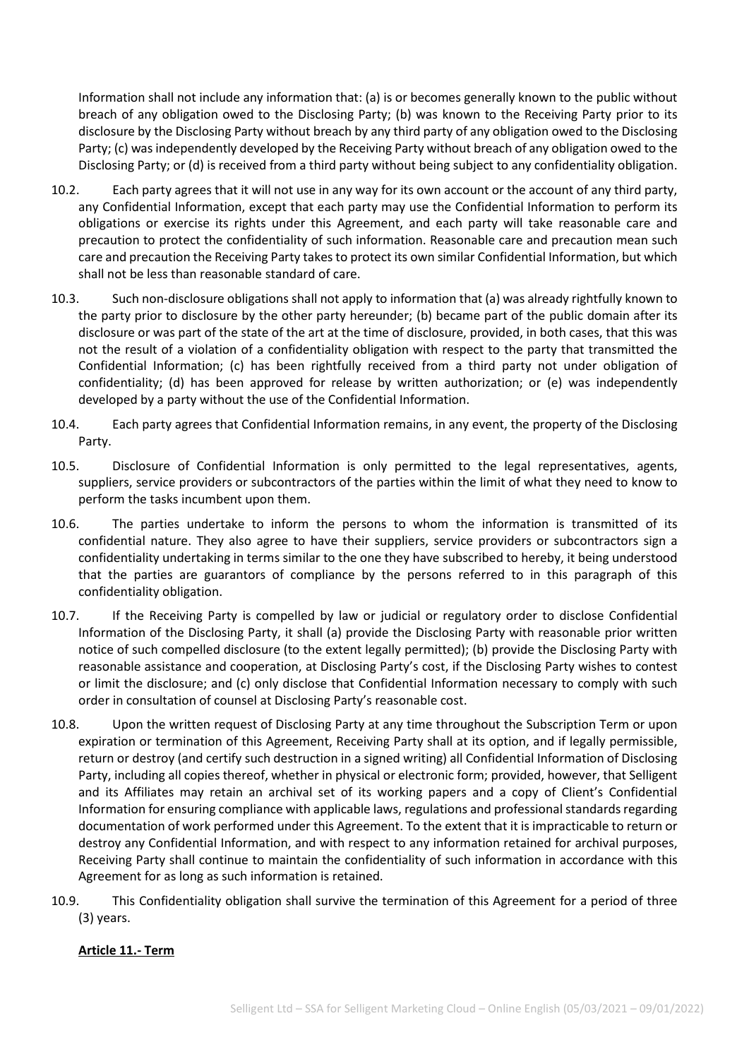Information shall not include any information that: (a) is or becomes generally known to the public without breach of any obligation owed to the Disclosing Party; (b) was known to the Receiving Party prior to its disclosure by the Disclosing Party without breach by any third party of any obligation owed to the Disclosing Party; (c) was independently developed by the Receiving Party without breach of any obligation owed to the Disclosing Party; or (d) is received from a third party without being subject to any confidentiality obligation.

10.2. Each party agrees that it will not use in any way for its own account or the account of any third party, any Confidential Information, except that each party may use the Confidential Information to perform its obligations or exercise its rights under this Agreement, and each party will take reasonable care and precaution to protect the confidentiality of such information. Reasonable care and precaution mean such care and precaution the Receiving Party takes to protect its own similar Confidential Information, but which shall not be less than reasonable standard of care.

10.3. Such non-disclosure obligations shall not apply to information that (a) was already rightfully known to the party prior to disclosure by the other party hereunder; (b) became part of the public domain after its disclosure or was part of the state of the art at the time of disclosure, provided, in both cases, that this was not the result of a violation of a confidentiality obligation with respect to the party that transmitted the Confidential Information; (c) has been rightfully received from a third party not under obligation of confidentiality; (d) has been approved for release by written authorization; or (e) was independently developed by a party without the use of the Confidential Information.

10.4. Each party agrees that Confidential Information remains, in any event, the property of the Disclosing Party.

10.5. Disclosure of Confidential Information is only permitted to the legal representatives, agents, suppliers, service providers or subcontractors of the parties within the limit of what they need to know to perform the tasks incumbent upon them.

10.6. The parties undertake to inform the persons to whom the information is transmitted of its confidential nature. They also agree to have their suppliers, service providers or subcontractors sign a confidentiality undertaking in terms similar to the one they have subscribed to hereby, it being understood that the parties are guarantors of compliance by the persons referred to in this paragraph of this confidentiality obligation.

10.7. If the Receiving Party is compelled by law or judicial or regulatory order to disclose Confidential Information of the Disclosing Party, it shall (a) provide the Disclosing Party with reasonable prior written notice of such compelled disclosure (to the extent legally permitted); (b) provide the Disclosing Party with reasonable assistance and cooperation, at Disclosing Party's cost, if the Disclosing Party wishes to contest or limit the disclosure; and (c) only disclose that Confidential Information necessary to comply with such order in consultation of counsel at Disclosing Party's reasonable cost.

10.8. Upon the written request of Disclosing Party at any time throughout the Subscription Term or upon expiration or termination of this Agreement, Receiving Party shall at its option, and if legally permissible, return or destroy (and certify such destruction in a signed writing) all Confidential Information of Disclosing Party, including all copies thereof, whether in physical or electronic form; provided, however, that Selligent and its Affiliates may retain an archival set of its working papers and a copy of Client's Confidential Information for ensuring compliance with applicable laws, regulations and professional standards regarding documentation of work performed under this Agreement. To the extent that it is impracticable to return or destroy any Confidential Information, and with respect to any information retained for archival purposes, Receiving Party shall continue to maintain the confidentiality of such information in accordance with this Agreement for as long as such information is retained.

10.9. This Confidentiality obligation shall survive the termination of this Agreement for a period of three (3) years.

## Article 11.- Term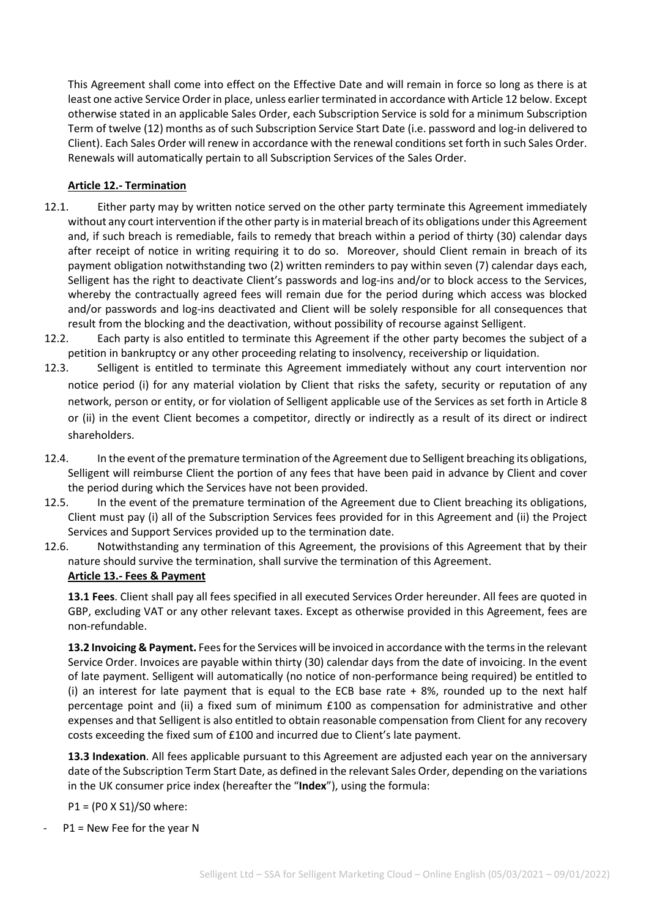This Agreement shall come into effect on the Effective Date and will remain in force so long as there is at least one active Service Order in place, unless earlier terminated in accordance with Article 12 below. Except otherwise stated in an applicable Sales Order, each Subscription Service is sold for a minimum Subscription Term of twelve (12) months as of such Subscription Service Start Date (i.e. password and log-in delivered to Client). Each Sales Order will renew in accordance with the renewal conditions set forth in such Sales Order. Renewals will automatically pertain to all Subscription Services of the Sales Order.

## Article 12.- Termination

12.1. Either party may by written notice served on the other party terminate this Agreement immediately without any court intervention if the other party is in material breach of its obligations under this Agreement and, if such breach is remediable, fails to remedy that breach within a period of thirty (30) calendar days after receipt of notice in writing requiring it to do so. Moreover, should Client remain in breach of its payment obligation notwithstanding two (2) written reminders to pay within seven (7) calendar days each, Selligent has the right to deactivate Client's passwords and log-ins and/or to block access to the Services, whereby the contractually agreed fees will remain due for the period during which access was blocked and/or passwords and log-ins deactivated and Client will be solely responsible for all consequences that result from the blocking and the deactivation, without possibility of recourse against Selligent.

12.2. Each party is also entitled to terminate this Agreement if the other party becomes the subject of a petition in bankruptcy or any other proceeding relating to insolvency, receivership or liquidation.

12.3. Selligent is entitled to terminate this Agreement immediately without any court intervention nor notice period (i) for any material violation by Client that risks the safety, security or reputation of any network, person or entity, or for violation of Selligent applicable use of the Services as set forth in Article 8 or (ii) in the event Client becomes a competitor, directly or indirectly as a result of its direct or indirect shareholders.

12.4. In the event of the premature termination of the Agreement due to Selligent breaching its obligations, Selligent will reimburse Client the portion of any fees that have been paid in advance by Client and cover the period during which the Services have not been provided.

12.5. In the event of the premature termination of the Agreement due to Client breaching its obligations, Client must pay (i) all of the Subscription Services fees provided for in this Agreement and (ii) the Project Services and Support Services provided up to the termination date.

12.6. Notwithstanding any termination of this Agreement, the provisions of this Agreement that by their nature should survive the termination, shall survive the termination of this Agreement.

## Article 13.- Fees & Payment

**13.1 Fees**. Client shall pay all fees specified in all executed Services Order hereunder. All fees are quoted in GBP, excluding VAT or any other relevant taxes. Except as otherwise provided in this Agreement, fees are non-refundable.

**13.2 Invoicing & Payment.** Fees for the Services will be invoiced in accordance with the terms in the relevant Service Order. Invoices are payable within thirty (30) calendar days from the date of invoicing. In the event of late payment. Selligent will automatically (no notice of non-performance being required) be entitled to (i) an interest for late payment that is equal to the ECB base rate + 8%, rounded up to the next half percentage point and (ii) a fixed sum of minimum £100 as compensation for administrative and other expenses and that Selligent is also entitled to obtain reasonable compensation from Client for any recovery costs exceeding the fixed sum of £100 and incurred due to Client's late payment.

**13.3 Indexation**. All fees applicable pursuant to this Agreement are adjusted each year on the anniversary date of the Subscription Term Start Date, as defined in the relevant Sales Order, depending on the variations in the UK consumer price index (hereafter the "**Index**"), using the formula:

$P1 = (P0 \times S1)/S0$ where:

- P1 = New Fee for the year N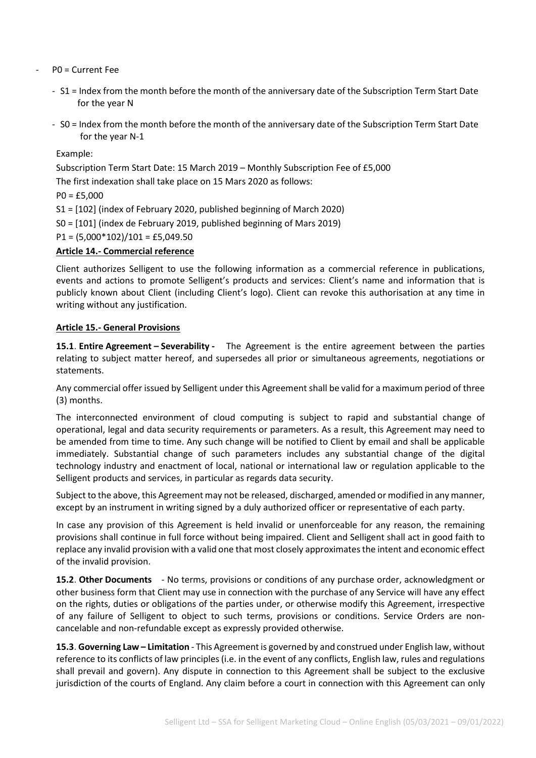- $P0$ = Current Fee
  - $S1$ = Index from the month before the month of the anniversary date of the Subscription Term Start Date for the year N
  - $S0$ = Index from the month before the month of the anniversary date of the Subscription Term Start Date for the year N-1

Example:

Subscription Term Start Date: 15 March 2019 – Monthly Subscription Fee of £5,000

The first indexation shall take place on 15 Mars 2020 as follows:

$P0$ = £5,000

$S1$ = [102] (index of February 2020, published beginning of March 2020)

$S0$ = [101] (index de February 2019, published beginning of Mars 2019)

$P1 = (5,000*102)/101$ = £5,049.50

**Article 14.- Commercial reference**

Client authorizes Selligent to use the following information as a commercial reference in publications, events and actions to promote Selligent's products and services: Client's name and information that is publicly known about Client (including Client's logo). Client can revoke this authorisation at any time in writing without any justification.

**Article 15.- General Provisions**

**15.1**. **Entire Agreement – Severability -** The Agreement is the entire agreement between the parties relating to subject matter hereof, and supersedes all prior or simultaneous agreements, negotiations or statements.

Any commercial offer issued by Selligent under this Agreement shall be valid for a maximum period of three (3) months.

The interconnected environment of cloud computing is subject to rapid and substantial change of operational, legal and data security requirements or parameters. As a result, this Agreement may need to be amended from time to time. Any such change will be notified to Client by email and shall be applicable immediately. Substantial change of such parameters includes any substantial change of the digital technology industry and enactment of local, national or international law or regulation applicable to the Selligent products and services, in particular as regards data security.

Subject to the above, this Agreement may not be released, discharged, amended or modified in any manner, except by an instrument in writing signed by a duly authorized officer or representative of each party.

In case any provision of this Agreement is held invalid or unenforceable for any reason, the remaining provisions shall continue in full force without being impaired. Client and Selligent shall act in good faith to replace any invalid provision with a valid one that most closely approximates the intent and economic effect of the invalid provision.

**15.2**. **Other Documents** - No terms, provisions or conditions of any purchase order, acknowledgment or other business form that Client may use in connection with the purchase of any Service will have any effect on the rights, duties or obligations of the parties under, or otherwise modify this Agreement, irrespective of any failure of Selligent to object to such terms, provisions or conditions. Service Orders are non-cancelable and non-refundable except as expressly provided otherwise.

**15.3**. **Governing Law – Limitation** - This Agreement is governed by and construed under English law, without reference to its conflicts of law principles (i.e. in the event of any conflicts, English law, rules and regulations shall prevail and govern). Any dispute in connection to this Agreement shall be subject to the exclusive jurisdiction of the courts of England. Any claim before a court in connection with this Agreement can only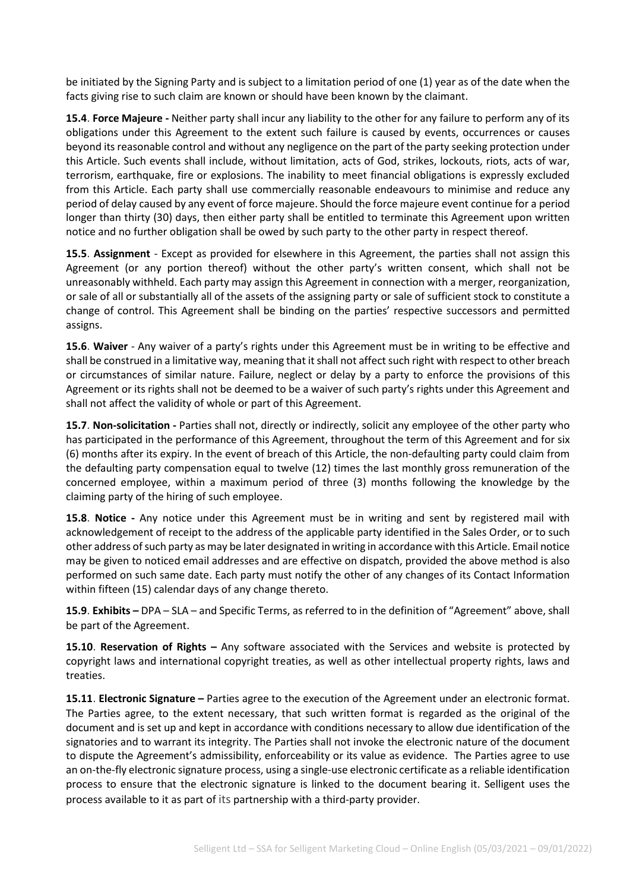be initiated by the Signing Party and is subject to a limitation period of one (1) year as of the date when the facts giving rise to such claim are known or should have been known by the claimant.

**15.4**. **Force Majeure -** Neither party shall incur any liability to the other for any failure to perform any of its obligations under this Agreement to the extent such failure is caused by events, occurrences or causes beyond its reasonable control and without any negligence on the part of the party seeking protection under this Article. Such events shall include, without limitation, acts of God, strikes, lockouts, riots, acts of war, terrorism, earthquake, fire or explosions. The inability to meet financial obligations is expressly excluded from this Article. Each party shall use commercially reasonable endeavours to minimise and reduce any period of delay caused by any event of force majeure. Should the force majeure event continue for a period longer than thirty (30) days, then either party shall be entitled to terminate this Agreement upon written notice and no further obligation shall be owed by such party to the other party in respect thereof.

**15.5**. **Assignment** - Except as provided for elsewhere in this Agreement, the parties shall not assign this Agreement (or any portion thereof) without the other party's written consent, which shall not be unreasonably withheld. Each party may assign this Agreement in connection with a merger, reorganization, or sale of all or substantially all of the assets of the assigning party or sale of sufficient stock to constitute a change of control. This Agreement shall be binding on the parties' respective successors and permitted assigns.

**15.6**. **Waiver** - Any waiver of a party's rights under this Agreement must be in writing to be effective and shall be construed in a limitative way, meaning that it shall not affect such right with respect to other breach or circumstances of similar nature. Failure, neglect or delay by a party to enforce the provisions of this Agreement or its rights shall not be deemed to be a waiver of such party's rights under this Agreement and shall not affect the validity of whole or part of this Agreement.

**15.7**. **Non-solicitation -** Parties shall not, directly or indirectly, solicit any employee of the other party who has participated in the performance of this Agreement, throughout the term of this Agreement and for six (6) months after its expiry. In the event of breach of this Article, the non-defaulting party could claim from the defaulting party compensation equal to twelve (12) times the last monthly gross remuneration of the concerned employee, within a maximum period of three (3) months following the knowledge by the claiming party of the hiring of such employee.

**15.8**. **Notice -** Any notice under this Agreement must be in writing and sent by registered mail with acknowledgement of receipt to the address of the applicable party identified in the Sales Order, or to such other address of such party as may be later designated in writing in accordance with this Article. Email notice may be given to noticed email addresses and are effective on dispatch, provided the above method is also performed on such same date. Each party must notify the other of any changes of its Contact Information within fifteen (15) calendar days of any change thereto.

**15.9**. **Exhibits –** DPA – SLA – and Specific Terms, as referred to in the definition of "Agreement" above, shall be part of the Agreement.

**15.10**. **Reservation of Rights –** Any software associated with the Services and website is protected by copyright laws and international copyright treaties, as well as other intellectual property rights, laws and treaties.

**15.11**. **Electronic Signature –** Parties agree to the execution of the Agreement under an electronic format. The Parties agree, to the extent necessary, that such written format is regarded as the original of the document and is set up and kept in accordance with conditions necessary to allow due identification of the signatories and to warrant its integrity. The Parties shall not invoke the electronic nature of the document to dispute the Agreement's admissibility, enforceability or its value as evidence. The Parties agree to use an on-the-fly electronic signature process, using a single-use electronic certificate as a reliable identification process to ensure that the electronic signature is linked to the document bearing it. Selligent uses the process available to it as part of its partnership with a third-party provider.